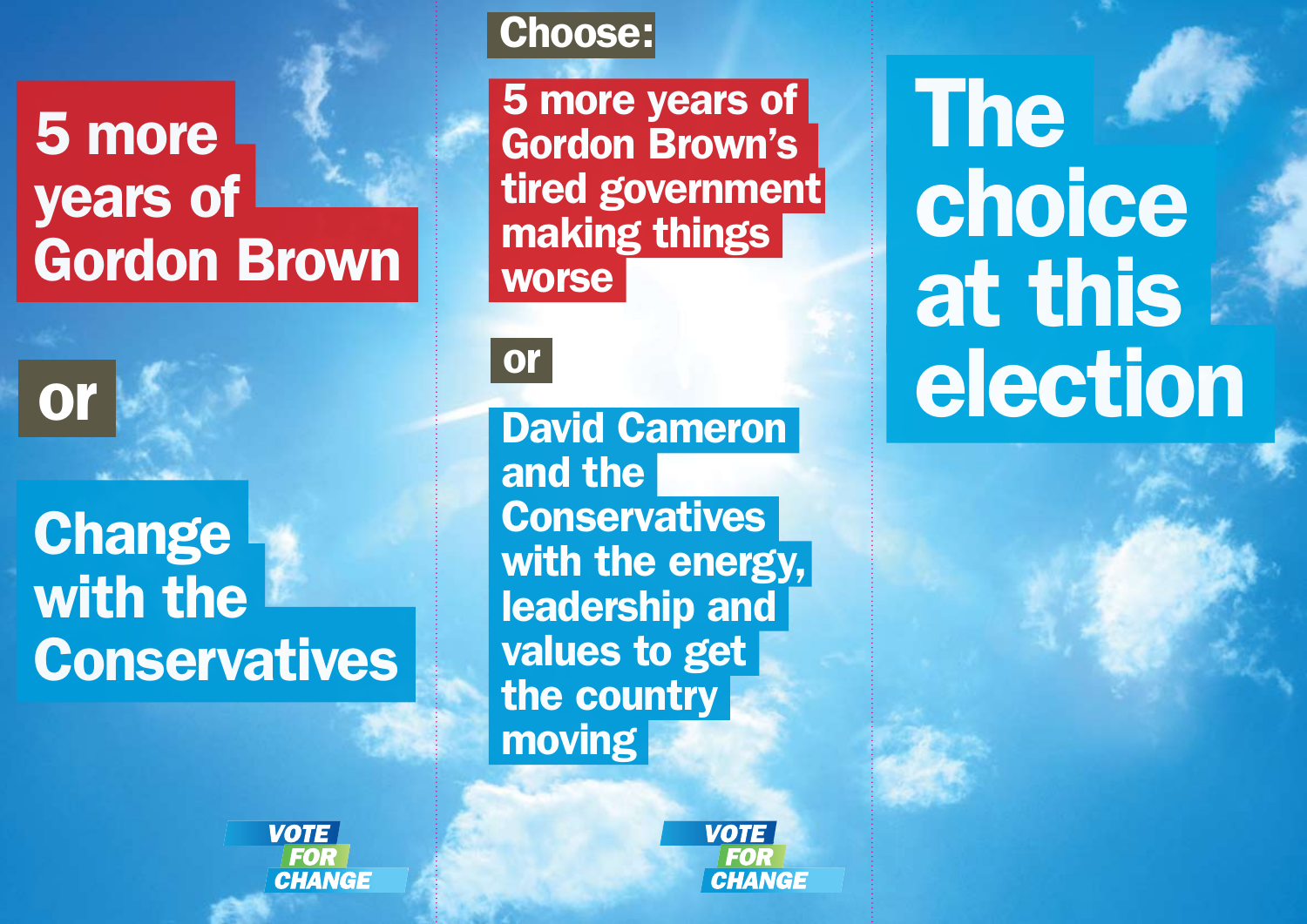**5 more years of Gordon Brown**

**or**

**Change with the Conservatives**

VOTE FOR CHANGE

**Choose:**

**5 more years of Gordon Brown's tired government making things worse**

**or**

**David Cameron and the Conservatives with the energy, leadership and values to get the country moving**

VOTE FOR CHANGE

# The choice at this election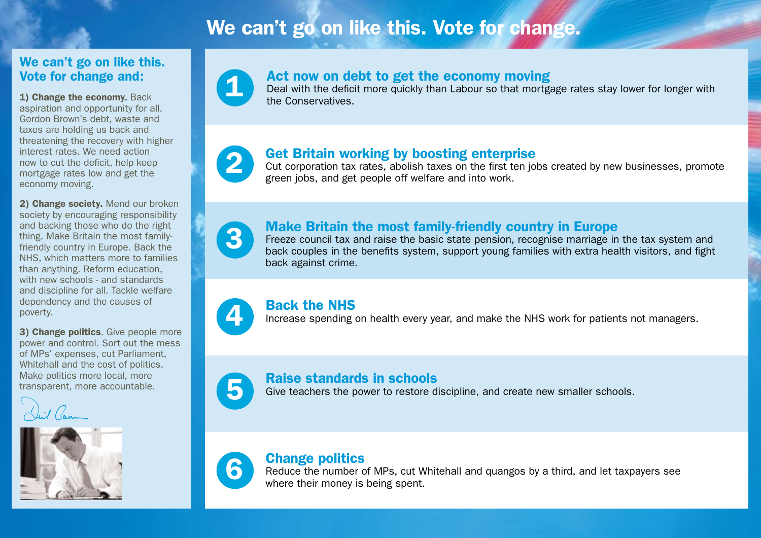# We can't go on like this. Vote for change.

## We can't go on like this. Vote for change and:

**1) Change the economy.** Back aspiration and opportunity for all. Gordon Brown's debt, waste and taxes are holding us back and threatening the recovery with higher interest rates. We need action now to cut the deficit, help keep mortgage rates low and get the economy moving.

**2) Change society.** Mend our broken society by encouraging responsibility and backing those who do the right thing. Make Britain the most family-friendly country in Europe. Back the NHS, which matters more to families than anything. Reform education, with new schools - and standards and discipline for all. Tackle welfare dependency and the causes of poverty.

**3) Change politics**. Give people more power and control. Sort out the mess of MPs' expenses, cut Parliament, Whitehall and the cost of politics. Make politics more local, more transparent, more accountable.

### 1 Act now on debt to get the economy moving

Deal with the deficit more quickly than Labour so that mortgage rates stay lower for longer with the Conservatives.

### 2 Get Britain working by boosting enterprise

Cut corporation tax rates, abolish taxes on the first ten jobs created by new businesses, promote green jobs, and get people off welfare and into work.

### 3 Make Britain the most family-friendly country in Europe

Freeze council tax and raise the basic state pension, recognise marriage in the tax system and back couples in the benefits system, support young families with extra health visitors, and fight back against crime.

### 4 Back the NHS

Increase spending on health every year, and make the NHS work for patients not managers.

### 5 Raise standards in schools

Give teachers the power to restore discipline, and create new smaller schools.

### 6 Change politics

Reduce the number of MPs, cut Whitehall and quangos by a third, and let taxpayers see where their money is being spent.